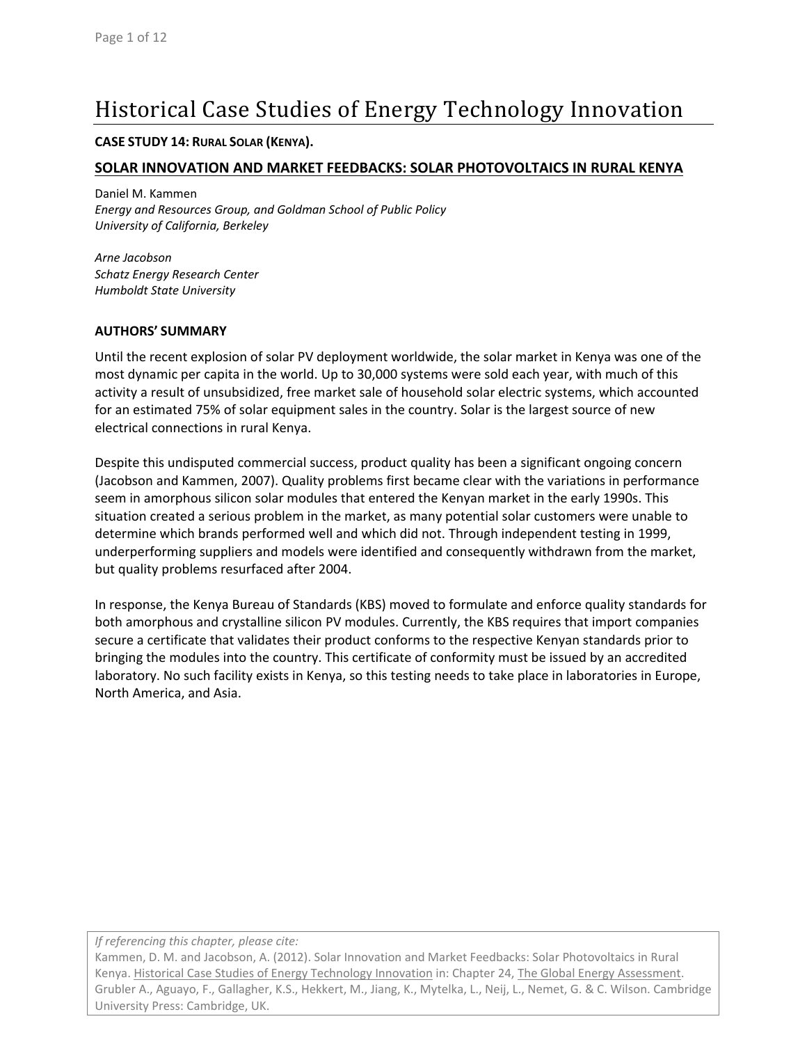# Historical Case Studies of Energy Technology Innovation

**CASE STUDY 14: RURAL SOLAR (KENYA).**

## SOLAR INNOVATION AND MARKET FEEDBACKS: SOLAR PHOTOVOLTAICS IN RURAL KENYA

Daniel M. Kammen
*Energy and Resources Group, and Goldman School of Public Policy*
*University of California, Berkeley*

*Arne Jacobson*
*Schatz Energy Research Center*
*Humboldt State University*

### AUTHORS' SUMMARY

Until the recent explosion of solar PV deployment worldwide, the solar market in Kenya was one of the most dynamic per capita in the world. Up to 30,000 systems were sold each year, with much of this activity a result of unsubsidized, free market sale of household solar electric systems, which accounted for an estimated 75% of solar equipment sales in the country. Solar is the largest source of new electrical connections in rural Kenya.

Despite this undisputed commercial success, product quality has been a significant ongoing concern (Jacobson and Kammen, 2007). Quality problems first became clear with the variations in performance seem in amorphous silicon solar modules that entered the Kenyan market in the early 1990s. This situation created a serious problem in the market, as many potential solar customers were unable to determine which brands performed well and which did not. Through independent testing in 1999, underperforming suppliers and models were identified and consequently withdrawn from the market, but quality problems resurfaced after 2004.

In response, the Kenya Bureau of Standards (KBS) moved to formulate and enforce quality standards for both amorphous and crystalline silicon PV modules. Currently, the KBS requires that import companies secure a certificate that validates their product conforms to the respective Kenyan standards prior to bringing the modules into the country. This certificate of conformity must be issued by an accredited laboratory. No such facility exists in Kenya, so this testing needs to take place in laboratories in Europe, North America, and Asia.

*If referencing this chapter, please cite:*
Kammen, D. M. and Jacobson, A. (2012). Solar Innovation and Market Feedbacks: Solar Photovoltaics in Rural Kenya. Historical Case Studies of Energy Technology Innovation in: Chapter 24, The Global Energy Assessment. Grubler A., Aguayo, F., Gallagher, K.S., Hekkert, M., Jiang, K., Mytelka, L., Neij, L., Nemet, G. & C. Wilson. Cambridge University Press: Cambridge, UK.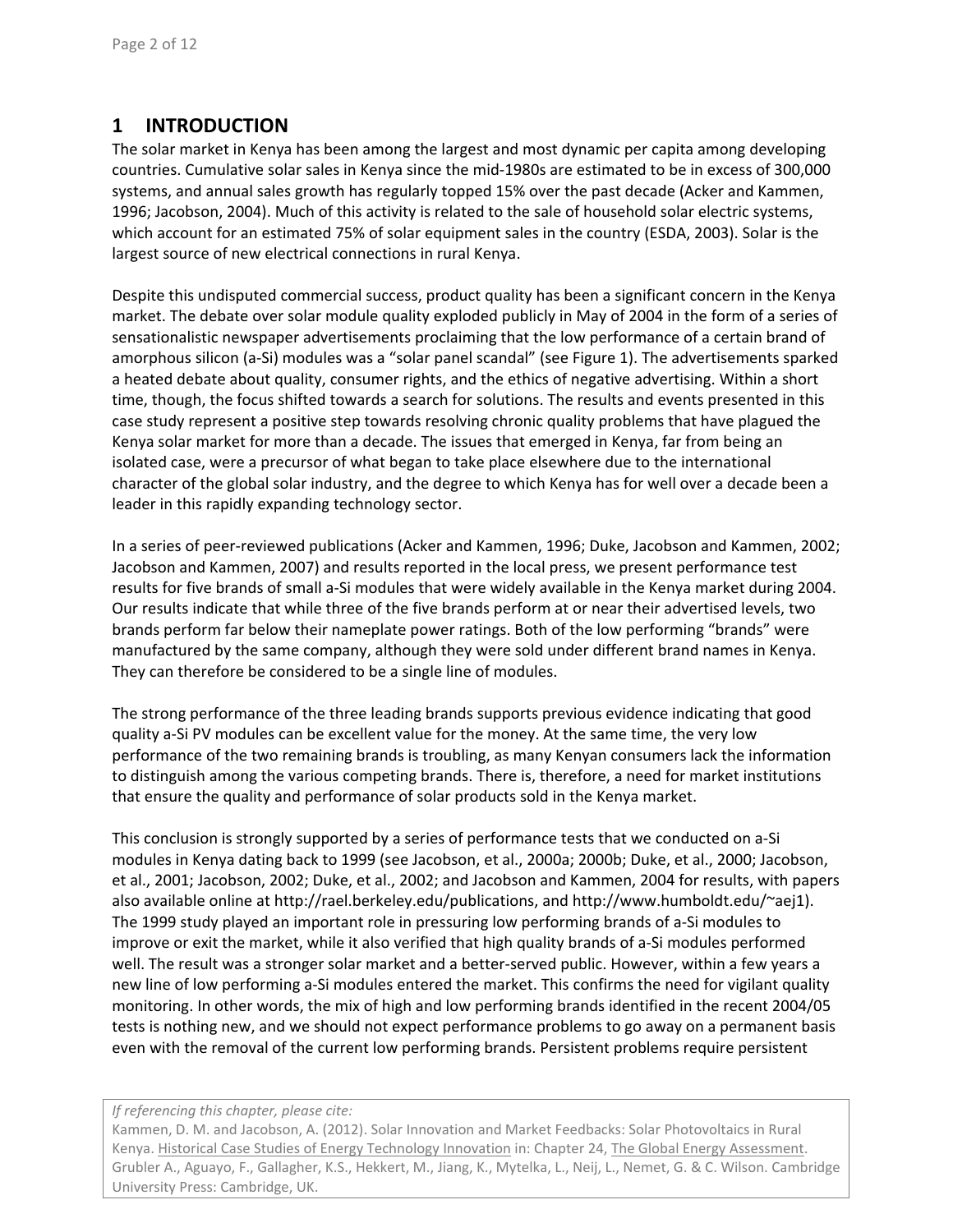# 1 INTRODUCTION

The solar market in Kenya has been among the largest and most dynamic per capita among developing countries. Cumulative solar sales in Kenya since the mid-1980s are estimated to be in excess of 300,000 systems, and annual sales growth has regularly topped 15% over the past decade (Acker and Kammen, 1996; Jacobson, 2004). Much of this activity is related to the sale of household solar electric systems, which account for an estimated 75% of solar equipment sales in the country (ESDA, 2003). Solar is the largest source of new electrical connections in rural Kenya.

Despite this undisputed commercial success, product quality has been a significant concern in the Kenya market. The debate over solar module quality exploded publicly in May of 2004 in the form of a series of sensationalistic newspaper advertisements proclaiming that the low performance of a certain brand of amorphous silicon (a-Si) modules was a "solar panel scandal" (see Figure 1). The advertisements sparked a heated debate about quality, consumer rights, and the ethics of negative advertising. Within a short time, though, the focus shifted towards a search for solutions. The results and events presented in this case study represent a positive step towards resolving chronic quality problems that have plagued the Kenya solar market for more than a decade. The issues that emerged in Kenya, far from being an isolated case, were a precursor of what began to take place elsewhere due to the international character of the global solar industry, and the degree to which Kenya has for well over a decade been a leader in this rapidly expanding technology sector.

In a series of peer-reviewed publications (Acker and Kammen, 1996; Duke, Jacobson and Kammen, 2002; Jacobson and Kammen, 2007) and results reported in the local press, we present performance test results for five brands of small a-Si modules that were widely available in the Kenya market during 2004. Our results indicate that while three of the five brands perform at or near their advertised levels, two brands perform far below their nameplate power ratings. Both of the low performing "brands" were manufactured by the same company, although they were sold under different brand names in Kenya. They can therefore be considered to be a single line of modules.

The strong performance of the three leading brands supports previous evidence indicating that good quality a-Si PV modules can be excellent value for the money. At the same time, the very low performance of the two remaining brands is troubling, as many Kenyan consumers lack the information to distinguish among the various competing brands. There is, therefore, a need for market institutions that ensure the quality and performance of solar products sold in the Kenya market.

This conclusion is strongly supported by a series of performance tests that we conducted on a-Si modules in Kenya dating back to 1999 (see Jacobson, et al., 2000a; 2000b; Duke, et al., 2000; Jacobson, et al., 2001; Jacobson, 2002; Duke, et al., 2002; and Jacobson and Kammen, 2004 for results, with papers also available online at http://rael.berkeley.edu/publications, and http://www.humboldt.edu/~aej1). The 1999 study played an important role in pressuring low performing brands of a-Si modules to improve or exit the market, while it also verified that high quality brands of a-Si modules performed well. The result was a stronger solar market and a better-served public. However, within a few years a new line of low performing a-Si modules entered the market. This confirms the need for vigilant quality monitoring. In other words, the mix of high and low performing brands identified in the recent 2004/05 tests is nothing new, and we should not expect performance problems to go away on a permanent basis even with the removal of the current low performing brands. Persistent problems require persistent

*If referencing this chapter, please cite:*
Kammen, D. M. and Jacobson, A. (2012). Solar Innovation and Market Feedbacks: Solar Photovoltaics in Rural Kenya. Historical Case Studies of Energy Technology Innovation in: Chapter 24, The Global Energy Assessment. Grubler A., Aguayo, F., Gallagher, K.S., Hekkert, M., Jiang, K., Mytelka, L., Neij, L., Nemet, G. & C. Wilson. Cambridge University Press: Cambridge, UK.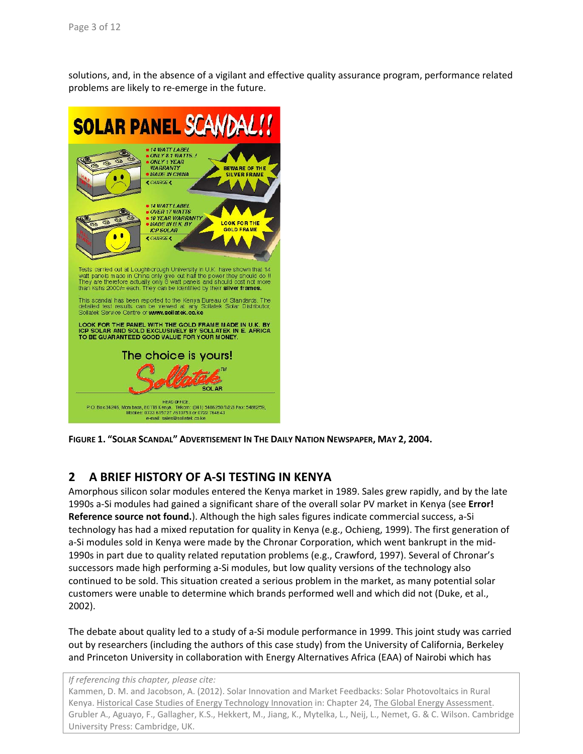solutions, and, in the absence of a vigilant and effective quality assurance program, performance related problems are likely to re-emerge in the future.

**FIGURE 1. "SOLAR SCANDAL" ADVERTISEMENT IN THE DAILY NATION NEWSPAPER, MAY 2, 2004.**

## 2 A BRIEF HISTORY OF A-SI TESTING IN KENYA

Amorphous silicon solar modules entered the Kenya market in 1989. Sales grew rapidly, and by the late 1990s a-Si modules had gained a significant share of the overall solar PV market in Kenya (see **Error! Reference source not found.**). Although the high sales figures indicate commercial success, a-Si technology has had a mixed reputation for quality in Kenya (e.g., Ochieng, 1999). The first generation of a-Si modules sold in Kenya were made by the Chronar Corporation, which went bankrupt in the mid-1990s in part due to quality related reputation problems (e.g., Crawford, 1997). Several of Chronar's successors made high performing a-Si modules, but low quality versions of the technology also continued to be sold. This situation created a serious problem in the market, as many potential solar customers were unable to determine which brands performed well and which did not (Duke, et al., 2002).

The debate about quality led to a study of a-Si module performance in 1999. This joint study was carried out by researchers (including the authors of this case study) from the University of California, Berkeley and Princeton University in collaboration with Energy Alternatives Africa (EAA) of Nairobi which has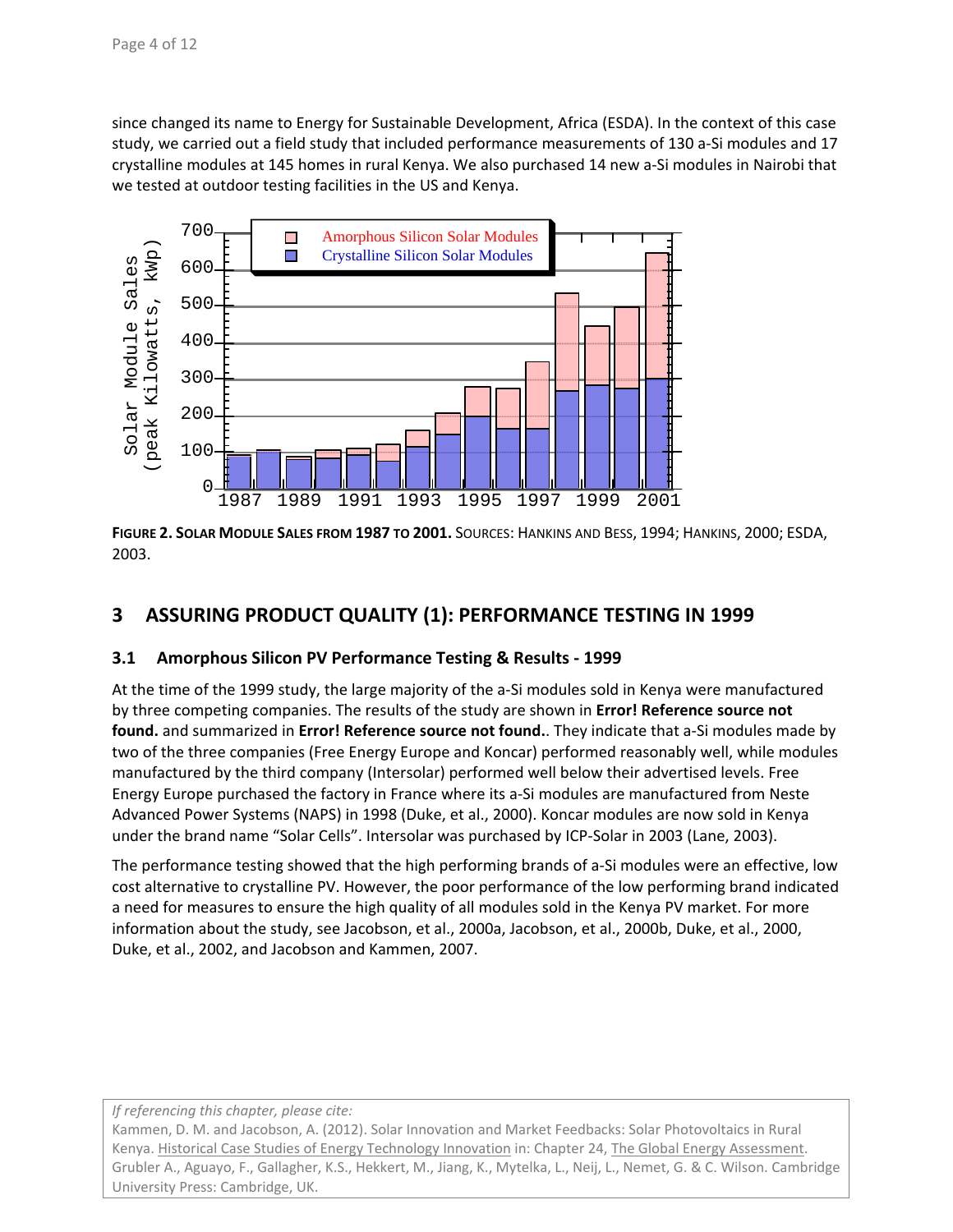since changed its name to Energy for Sustainable Development, Africa (ESDA). In the context of this case study, we carried out a field study that included performance measurements of 130 a-Si modules and 17 crystalline modules at 145 homes in rural Kenya. We also purchased 14 new a-Si modules in Nairobi that we tested at outdoor testing facilities in the US and Kenya.

**FIGURE 2. SOLAR MODULE SALES FROM 1987 TO 2001.** SOURCES: HANKINS AND BESS, 1994; HANKINS, 2000; ESDA, 2003.

## 3 ASSURING PRODUCT QUALITY (1): PERFORMANCE TESTING IN 1999

### 3.1 Amorphous Silicon PV Performance Testing & Results - 1999

At the time of the 1999 study, the large majority of the a-Si modules sold in Kenya were manufactured by three competing companies. The results of the study are shown in **Error! Reference source not found.** and summarized in **Error! Reference source not found.**. They indicate that a-Si modules made by two of the three companies (Free Energy Europe and Koncar) performed reasonably well, while modules manufactured by the third company (Intersolar) performed well below their advertised levels. Free Energy Europe purchased the factory in France where its a-Si modules are manufactured from Neste Advanced Power Systems (NAPS) in 1998 (Duke, et al., 2000). Koncar modules are now sold in Kenya under the brand name "Solar Cells". Intersolar was purchased by ICP-Solar in 2003 (Lane, 2003).

The performance testing showed that the high performing brands of a-Si modules were an effective, low cost alternative to crystalline PV. However, the poor performance of the low performing brand indicated a need for measures to ensure the high quality of all modules sold in the Kenya PV market. For more information about the study, see Jacobson, et al., 2000a, Jacobson, et al., 2000b, Duke, et al., 2000, Duke, et al., 2002, and Jacobson and Kammen, 2007.

*If referencing this chapter, please cite:*
Kammen, D. M. and Jacobson, A. (2012). Solar Innovation and Market Feedbacks: Solar Photovoltaics in Rural Kenya. Historical Case Studies of Energy Technology Innovation in: Chapter 24, The Global Energy Assessment. Grubler A., Aguayo, F., Gallagher, K.S., Hekkert, M., Jiang, K., Mytelka, L., Neij, L., Nemet, G. & C. Wilson. Cambridge University Press: Cambridge, UK.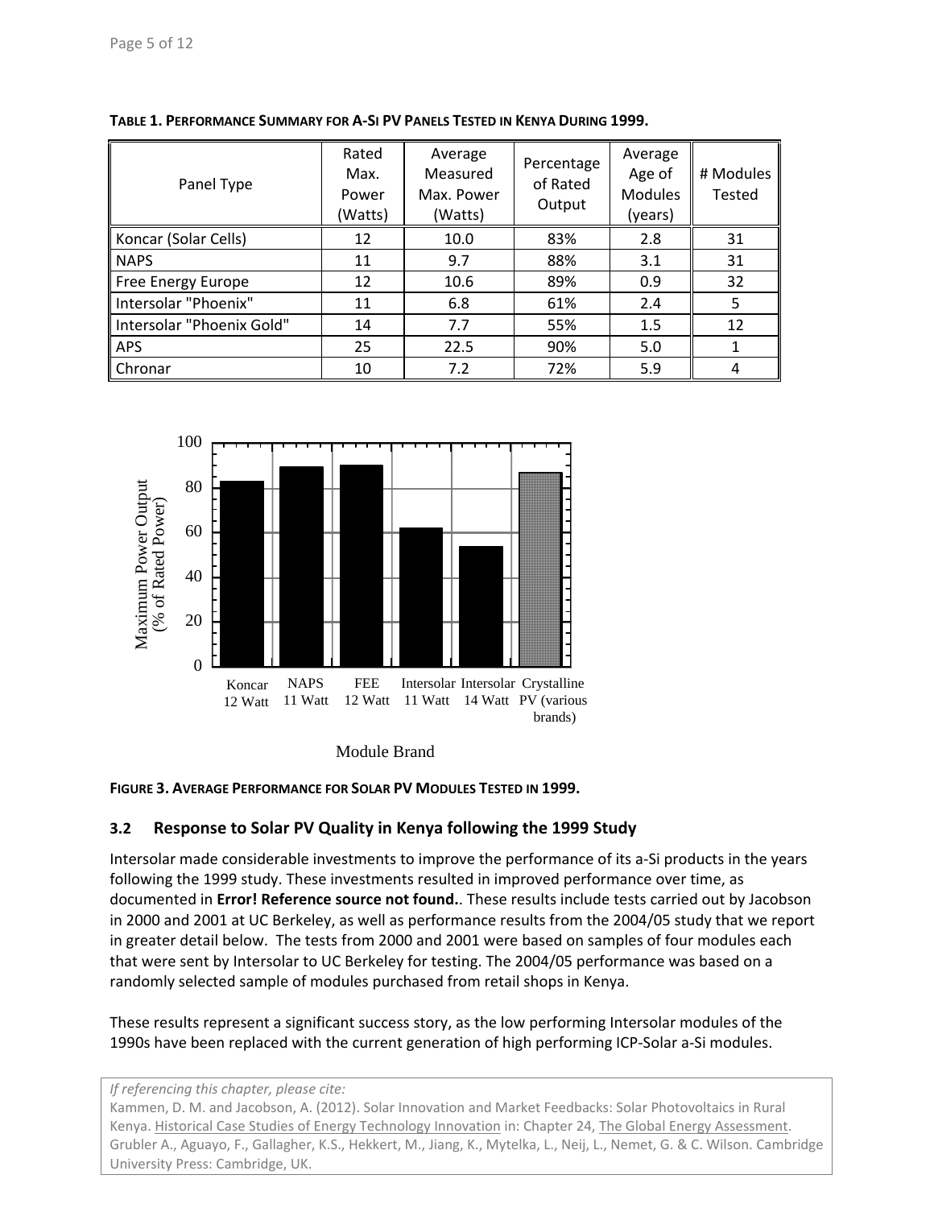**TABLE 1. PERFORMANCE SUMMARY FOR A-SI PV PANELS TESTED IN KENYA DURING 1999.**

| Panel Type | Rated Max. Power (Watts) | Average Measured Max. Power (Watts) | Percentage of Rated Output | Average Age of Modules (years) | # Modules Tested |
|---|---|---|---|---|---|
| Koncar (Solar Cells) | 12 | 10.0 | 83% | 2.8 | 31 |
| NAPS | 11 | 9.7 | 88% | 3.1 | 31 |
| Free Energy Europe | 12 | 10.6 | 89% | 0.9 | 32 |
| Intersolar "Phoenix" | 11 | 6.8 | 61% | 2.4 | 5 |
| Intersolar "Phoenix Gold" | 14 | 7.7 | 55% | 1.5 | 12 |
| APS | 25 | 22.5 | 90% | 5.0 | 1 |
| Chronar | 10 | 7.2 | 72% | 5.9 | 4 |

**FIGURE 3. AVERAGE PERFORMANCE FOR SOLAR PV MODULES TESTED IN 1999.**

## 3.2 Response to Solar PV Quality in Kenya following the 1999 Study

Intersolar made considerable investments to improve the performance of its a-Si products in the years following the 1999 study. These investments resulted in improved performance over time, as documented in **Error! Reference source not found.**. These results include tests carried out by Jacobson in 2000 and 2001 at UC Berkeley, as well as performance results from the 2004/05 study that we report in greater detail below. The tests from 2000 and 2001 were based on samples of four modules each that were sent by Intersolar to UC Berkeley for testing. The 2004/05 performance was based on a randomly selected sample of modules purchased from retail shops in Kenya.

These results represent a significant success story, as the low performing Intersolar modules of the 1990s have been replaced with the current generation of high performing ICP-Solar a-Si modules.

*If referencing this chapter, please cite:*
Kammen, D. M. and Jacobson, A. (2012). Solar Innovation and Market Feedbacks: Solar Photovoltaics in Rural Kenya. Historical Case Studies of Energy Technology Innovation in: Chapter 24, The Global Energy Assessment. Grubler A., Aguayo, F., Gallagher, K.S., Hekkert, M., Jiang, K., Mytelka, L., Neij, L., Nemet, G. & C. Wilson. Cambridge University Press: Cambridge, UK.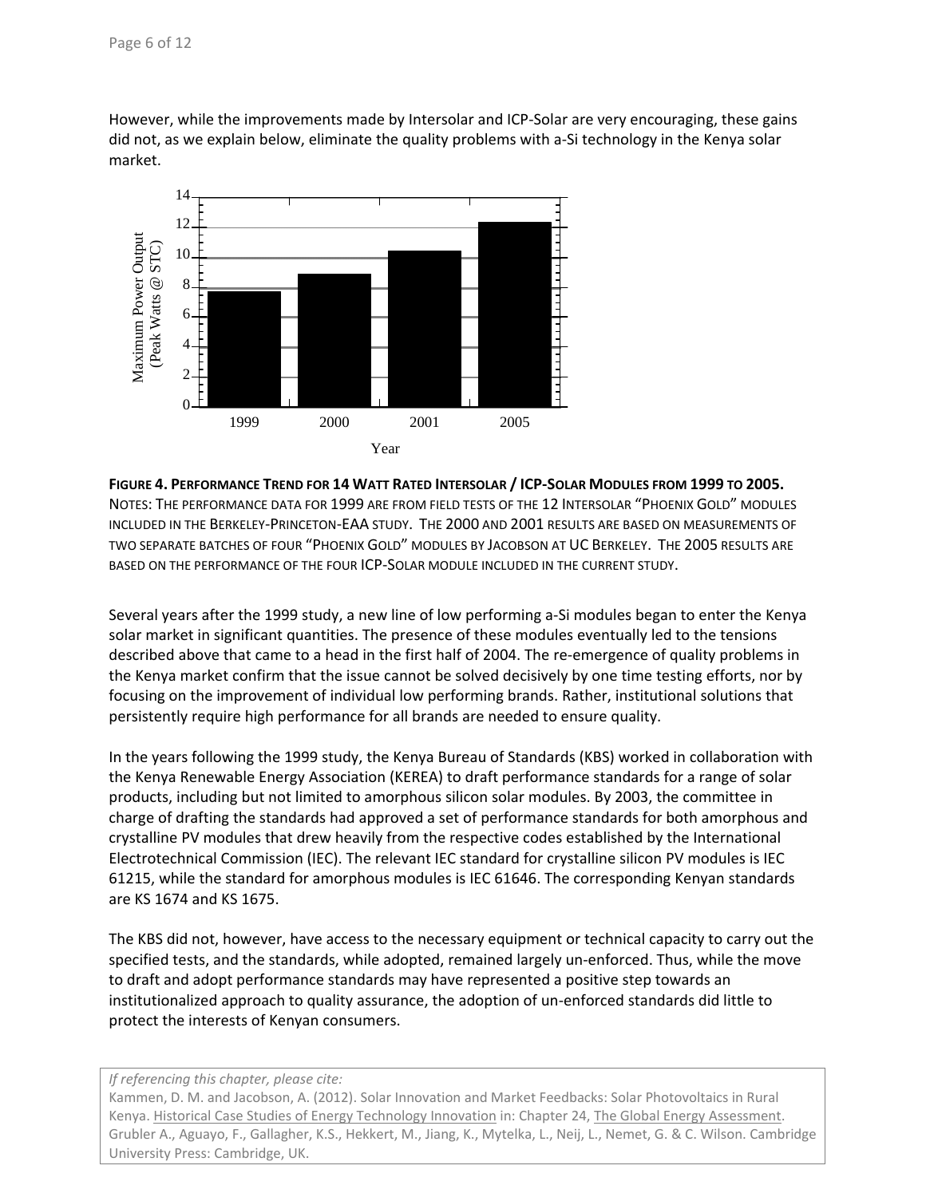However, while the improvements made by Intersolar and ICP-Solar are very encouraging, these gains did not, as we explain below, eliminate the quality problems with a-Si technology in the Kenya solar market.

**FIGURE 4. PERFORMANCE TREND FOR 14 WATT RATED INTERSOLAR / ICP-SOLAR MODULES FROM 1999 TO 2005.**
NOTES: THE PERFORMANCE DATA FOR 1999 ARE FROM FIELD TESTS OF THE 12 INTERSOLAR "PHOENIX GOLD" MODULES INCLUDED IN THE BERKELEY-PRINCETON-EAA STUDY. THE 2000 AND 2001 RESULTS ARE BASED ON MEASUREMENTS OF TWO SEPARATE BATCHES OF FOUR "PHOENIX GOLD" MODULES BY JACOBSON AT UC BERKELEY. THE 2005 RESULTS ARE BASED ON THE PERFORMANCE OF THE FOUR ICP-SOLAR MODULE INCLUDED IN THE CURRENT STUDY.

Several years after the 1999 study, a new line of low performing a-Si modules began to enter the Kenya solar market in significant quantities. The presence of these modules eventually led to the tensions described above that came to a head in the first half of 2004. The re-emergence of quality problems in the Kenya market confirm that the issue cannot be solved decisively by one time testing efforts, nor by focusing on the improvement of individual low performing brands. Rather, institutional solutions that persistently require high performance for all brands are needed to ensure quality.

In the years following the 1999 study, the Kenya Bureau of Standards (KBS) worked in collaboration with the Kenya Renewable Energy Association (KEREA) to draft performance standards for a range of solar products, including but not limited to amorphous silicon solar modules. By 2003, the committee in charge of drafting the standards had approved a set of performance standards for both amorphous and crystalline PV modules that drew heavily from the respective codes established by the International Electrotechnical Commission (IEC). The relevant IEC standard for crystalline silicon PV modules is IEC 61215, while the standard for amorphous modules is IEC 61646. The corresponding Kenyan standards are KS 1674 and KS 1675.

The KBS did not, however, have access to the necessary equipment or technical capacity to carry out the specified tests, and the standards, while adopted, remained largely un-enforced. Thus, while the move to draft and adopt performance standards may have represented a positive step towards an institutionalized approach to quality assurance, the adoption of un-enforced standards did little to protect the interests of Kenyan consumers.

*If referencing this chapter, please cite:*
Kammen, D. M. and Jacobson, A. (2012). Solar Innovation and Market Feedbacks: Solar Photovoltaics in Rural Kenya. Historical Case Studies of Energy Technology Innovation in: Chapter 24, The Global Energy Assessment. Grubler A., Aguayo, F., Gallagher, K.S., Hekkert, M., Jiang, K., Mytelka, L., Neij, L., Nemet, G. & C. Wilson. Cambridge University Press: Cambridge, UK.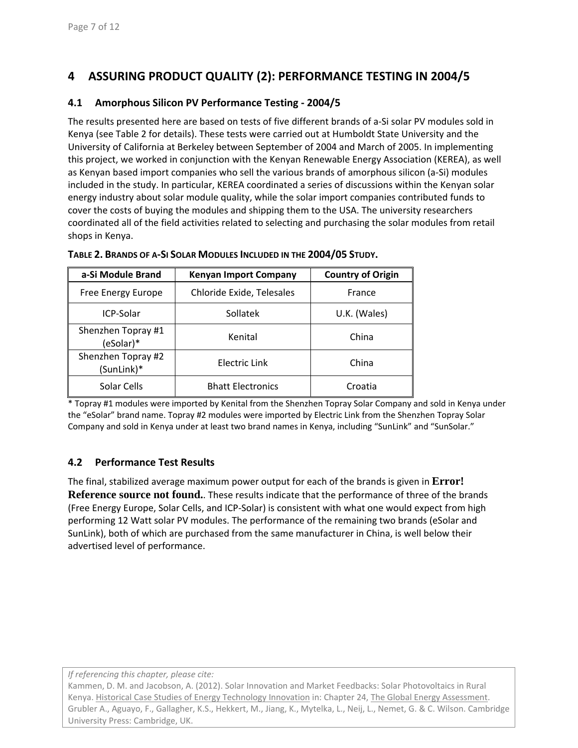# 4 ASSURING PRODUCT QUALITY (2): PERFORMANCE TESTING IN 2004/5

## 4.1 Amorphous Silicon PV Performance Testing - 2004/5

The results presented here are based on tests of five different brands of a-Si solar PV modules sold in Kenya (see Table 2 for details). These tests were carried out at Humboldt State University and the University of California at Berkeley between September of 2004 and March of 2005. In implementing this project, we worked in conjunction with the Kenyan Renewable Energy Association (KEREA), as well as Kenyan based import companies who sell the various brands of amorphous silicon (a-Si) modules included in the study. In particular, KEREA coordinated a series of discussions within the Kenyan solar energy industry about solar module quality, while the solar import companies contributed funds to cover the costs of buying the modules and shipping them to the USA. The university researchers coordinated all of the field activities related to selecting and purchasing the solar modules from retail shops in Kenya.

**TABLE 2. BRANDS OF A-SI SOLAR MODULES INCLUDED IN THE 2004/05 STUDY.**

| a-Si Module Brand | Kenyan Import Company | Country of Origin |
|---|---|---|
| Free Energy Europe | Chloride Exide, Telesales | France |
| ICP-Solar | Sollatek | U.K. (Wales) |
| Shenzhen Topray #1 (eSolar)* | Kenital | China |
| Shenzhen Topray #2 (SunLink)* | Electric Link | China |
| Solar Cells | Bhatt Electronics | Croatia |

\* Topray #1 modules were imported by Kenital from the Shenzhen Topray Solar Company and sold in Kenya under the "eSolar" brand name. Topray #2 modules were imported by Electric Link from the Shenzhen Topray Solar Company and sold in Kenya under at least two brand names in Kenya, including "SunLink" and "SunSolar."

## 4.2 Performance Test Results

The final, stabilized average maximum power output for each of the brands is given in **Error! Reference source not found.**. These results indicate that the performance of three of the brands (Free Energy Europe, Solar Cells, and ICP-Solar) is consistent with what one would expect from high performing 12 Watt solar PV modules. The performance of the remaining two brands (eSolar and SunLink), both of which are purchased from the same manufacturer in China, is well below their advertised level of performance.

*If referencing this chapter, please cite:*
Kammen, D. M. and Jacobson, A. (2012). Solar Innovation and Market Feedbacks: Solar Photovoltaics in Rural Kenya. Historical Case Studies of Energy Technology Innovation in: Chapter 24, The Global Energy Assessment. Grubler A., Aguayo, F., Gallagher, K.S., Hekkert, M., Jiang, K., Mytelka, L., Neij, L., Nemet, G. & C. Wilson. Cambridge University Press: Cambridge, UK.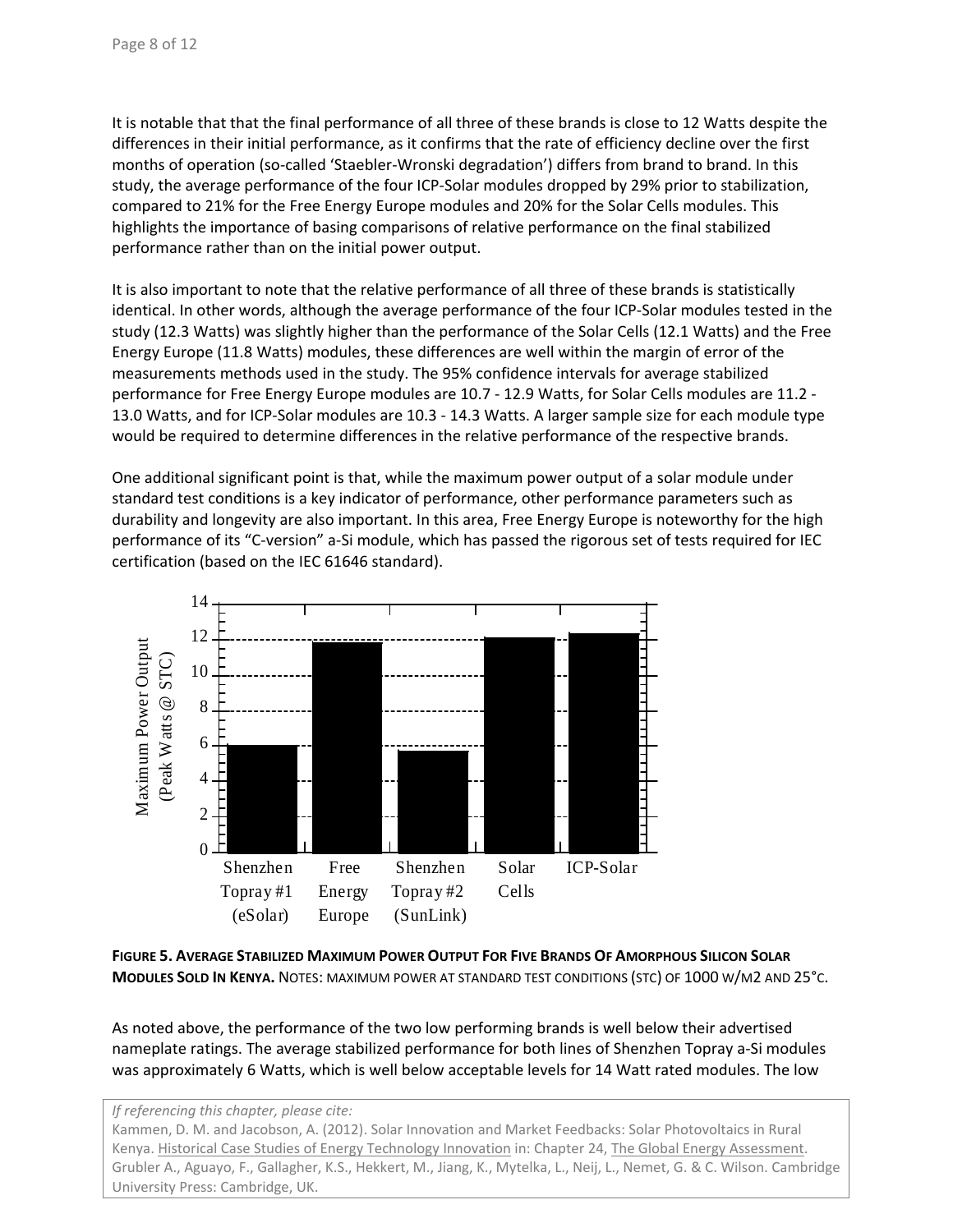It is notable that that the final performance of all three of these brands is close to 12 Watts despite the differences in their initial performance, as it confirms that the rate of efficiency decline over the first months of operation (so-called 'Staebler-Wronski degradation') differs from brand to brand. In this study, the average performance of the four ICP-Solar modules dropped by 29% prior to stabilization, compared to 21% for the Free Energy Europe modules and 20% for the Solar Cells modules. This highlights the importance of basing comparisons of relative performance on the final stabilized performance rather than on the initial power output.

It is also important to note that the relative performance of all three of these brands is statistically identical. In other words, although the average performance of the four ICP-Solar modules tested in the study (12.3 Watts) was slightly higher than the performance of the Solar Cells (12.1 Watts) and the Free Energy Europe (11.8 Watts) modules, these differences are well within the margin of error of the measurements methods used in the study. The 95% confidence intervals for average stabilized performance for Free Energy Europe modules are 10.7 - 12.9 Watts, for Solar Cells modules are 11.2 - 13.0 Watts, and for ICP-Solar modules are 10.3 - 14.3 Watts. A larger sample size for each module type would be required to determine differences in the relative performance of the respective brands.

One additional significant point is that, while the maximum power output of a solar module under standard test conditions is a key indicator of performance, other performance parameters such as durability and longevity are also important. In this area, Free Energy Europe is noteworthy for the high performance of its "C-version" a-Si module, which has passed the rigorous set of tests required for IEC certification (based on the IEC 61646 standard).

**FIGURE 5. AVERAGE STABILIZED MAXIMUM POWER OUTPUT FOR FIVE BRANDS OF AMORPHOUS SILICON SOLAR MODULES SOLD IN KENYA.** NOTES: MAXIMUM POWER AT STANDARD TEST CONDITIONS (STC) OF 1000 W/M2 AND 25°C.

As noted above, the performance of the two low performing brands is well below their advertised nameplate ratings. The average stabilized performance for both lines of Shenzhen Topray a-Si modules was approximately 6 Watts, which is well below acceptable levels for 14 Watt rated modules. The low

*If referencing this chapter, please cite:*
Kammen, D. M. and Jacobson, A. (2012). Solar Innovation and Market Feedbacks: Solar Photovoltaics in Rural Kenya. Historical Case Studies of Energy Technology Innovation in: Chapter 24, The Global Energy Assessment. Grubler A., Aguayo, F., Gallagher, K.S., Hekkert, M., Jiang, K., Mytelka, L., Neij, L., Nemet, G. & C. Wilson. Cambridge University Press: Cambridge, UK.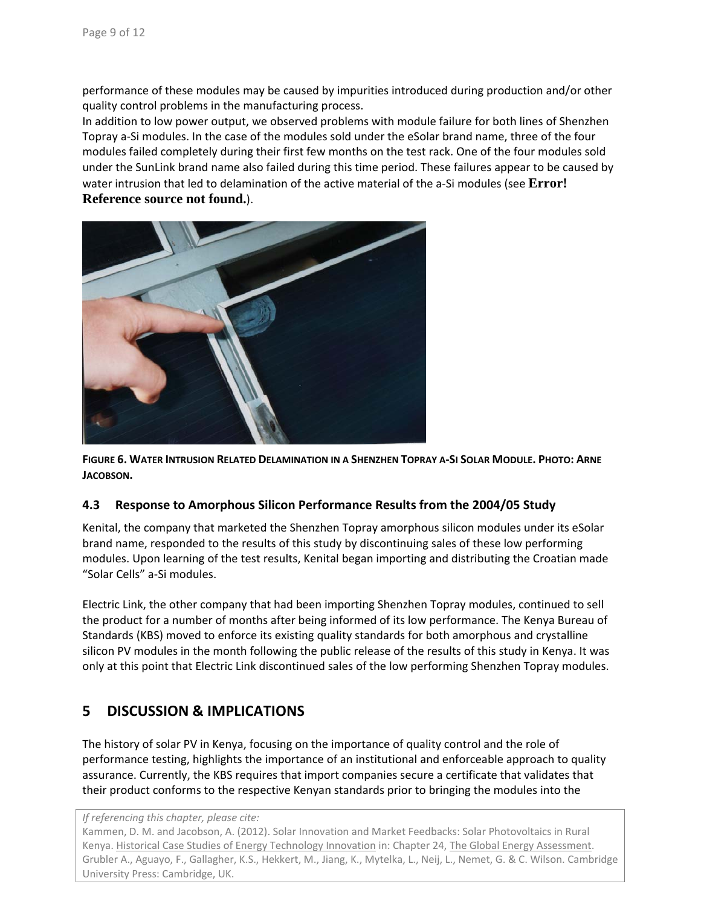performance of these modules may be caused by impurities introduced during production and/or other quality control problems in the manufacturing process.

In addition to low power output, we observed problems with module failure for both lines of Shenzhen Topray a-Si modules. In the case of the modules sold under the eSolar brand name, three of the four modules failed completely during their first few months on the test rack. One of the four modules sold under the SunLink brand name also failed during this time period. These failures appear to be caused by water intrusion that led to delamination of the active material of the a-Si modules (see **Error! Reference source not found.**).

**FIGURE 6. WATER INTRUSION RELATED DELAMINATION IN A SHENZHEN TOPRAY A-SI SOLAR MODULE. PHOTO: ARNE JACOBSON.**

### 4.3 Response to Amorphous Silicon Performance Results from the 2004/05 Study

Kenital, the company that marketed the Shenzhen Topray amorphous silicon modules under its eSolar brand name, responded to the results of this study by discontinuing sales of these low performing modules. Upon learning of the test results, Kenital began importing and distributing the Croatian made "Solar Cells" a-Si modules.

Electric Link, the other company that had been importing Shenzhen Topray modules, continued to sell the product for a number of months after being informed of its low performance. The Kenya Bureau of Standards (KBS) moved to enforce its existing quality standards for both amorphous and crystalline silicon PV modules in the month following the public release of the results of this study in Kenya. It was only at this point that Electric Link discontinued sales of the low performing Shenzhen Topray modules.

## 5 DISCUSSION & IMPLICATIONS

The history of solar PV in Kenya, focusing on the importance of quality control and the role of performance testing, highlights the importance of an institutional and enforceable approach to quality assurance. Currently, the KBS requires that import companies secure a certificate that validates that their product conforms to the respective Kenyan standards prior to bringing the modules into the

*If referencing this chapter, please cite:*
Kammen, D. M. and Jacobson, A. (2012). Solar Innovation and Market Feedbacks: Solar Photovoltaics in Rural Kenya. Historical Case Studies of Energy Technology Innovation in: Chapter 24, The Global Energy Assessment. Grubler A., Aguayo, F., Gallagher, K.S., Hekkert, M., Jiang, K., Mytelka, L., Neij, L., Nemet, G. & C. Wilson. Cambridge University Press: Cambridge, UK.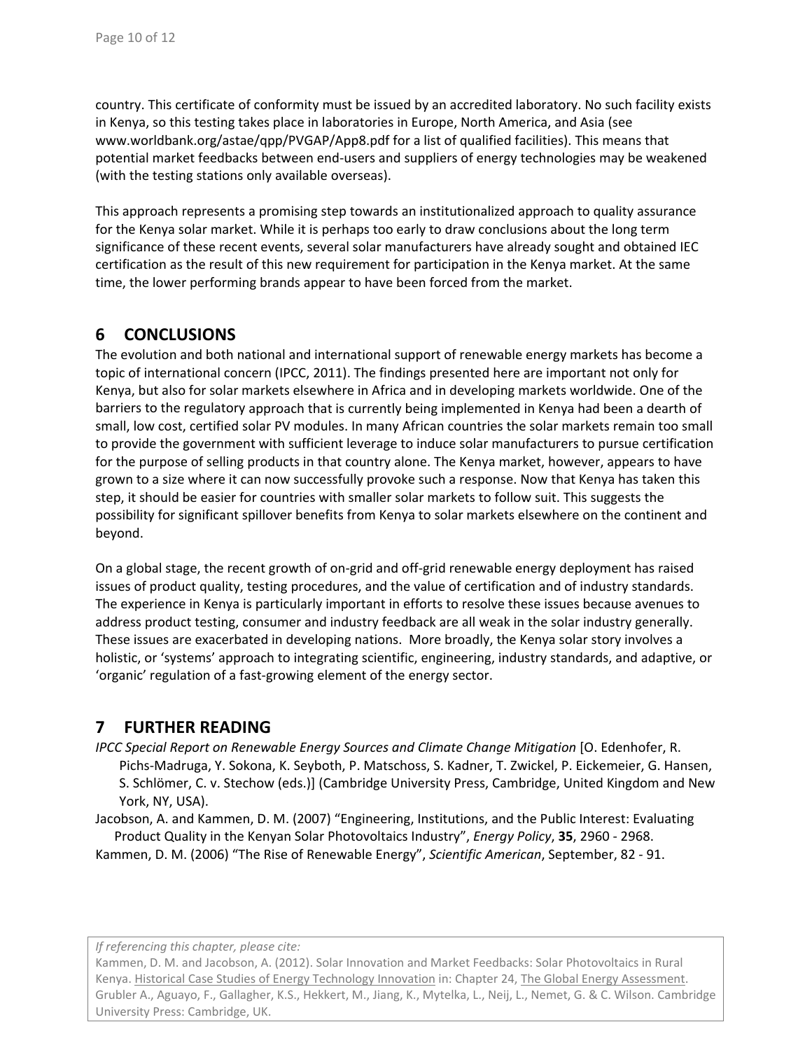country. This certificate of conformity must be issued by an accredited laboratory. No such facility exists in Kenya, so this testing takes place in laboratories in Europe, North America, and Asia (see www.worldbank.org/astae/qpp/PVGAP/App8.pdf for a list of qualified facilities). This means that potential market feedbacks between end-users and suppliers of energy technologies may be weakened (with the testing stations only available overseas).

This approach represents a promising step towards an institutionalized approach to quality assurance for the Kenya solar market. While it is perhaps too early to draw conclusions about the long term significance of these recent events, several solar manufacturers have already sought and obtained IEC certification as the result of this new requirement for participation in the Kenya market. At the same time, the lower performing brands appear to have been forced from the market.

## 6 CONCLUSIONS

The evolution and both national and international support of renewable energy markets has become a topic of international concern (IPCC, 2011). The findings presented here are important not only for Kenya, but also for solar markets elsewhere in Africa and in developing markets worldwide. One of the barriers to the regulatory approach that is currently being implemented in Kenya had been a dearth of small, low cost, certified solar PV modules. In many African countries the solar markets remain too small to provide the government with sufficient leverage to induce solar manufacturers to pursue certification for the purpose of selling products in that country alone. The Kenya market, however, appears to have grown to a size where it can now successfully provoke such a response. Now that Kenya has taken this step, it should be easier for countries with smaller solar markets to follow suit. This suggests the possibility for significant spillover benefits from Kenya to solar markets elsewhere on the continent and beyond.

On a global stage, the recent growth of on-grid and off-grid renewable energy deployment has raised issues of product quality, testing procedures, and the value of certification and of industry standards. The experience in Kenya is particularly important in efforts to resolve these issues because avenues to address product testing, consumer and industry feedback are all weak in the solar industry generally. These issues are exacerbated in developing nations. More broadly, the Kenya solar story involves a holistic, or 'systems' approach to integrating scientific, engineering, industry standards, and adaptive, or 'organic' regulation of a fast-growing element of the energy sector.

## 7 FURTHER READING

*IPCC Special Report on Renewable Energy Sources and Climate Change Mitigation* [O. Edenhofer, R. Pichs-Madruga, Y. Sokona, K. Seyboth, P. Matschoss, S. Kadner, T. Zwickel, P. Eickemeier, G. Hansen, S. Schlömer, C. v. Stechow (eds.)] (Cambridge University Press, Cambridge, United Kingdom and New York, NY, USA).

Jacobson, A. and Kammen, D. M. (2007) "Engineering, Institutions, and the Public Interest: Evaluating Product Quality in the Kenyan Solar Photovoltaics Industry", *Energy Policy*, **35**, 2960 - 2968.

Kammen, D. M. (2006) "The Rise of Renewable Energy", *Scientific American*, September, 82 - 91.

*If referencing this chapter, please cite:*
Kammen, D. M. and Jacobson, A. (2012). Solar Innovation and Market Feedbacks: Solar Photovoltaics in Rural Kenya. Historical Case Studies of Energy Technology Innovation in: Chapter 24, The Global Energy Assessment. Grubler A., Aguayo, F., Gallagher, K.S., Hekkert, M., Jiang, K., Mytelka, L., Neij, L., Nemet, G. & C. Wilson. Cambridge University Press: Cambridge, UK.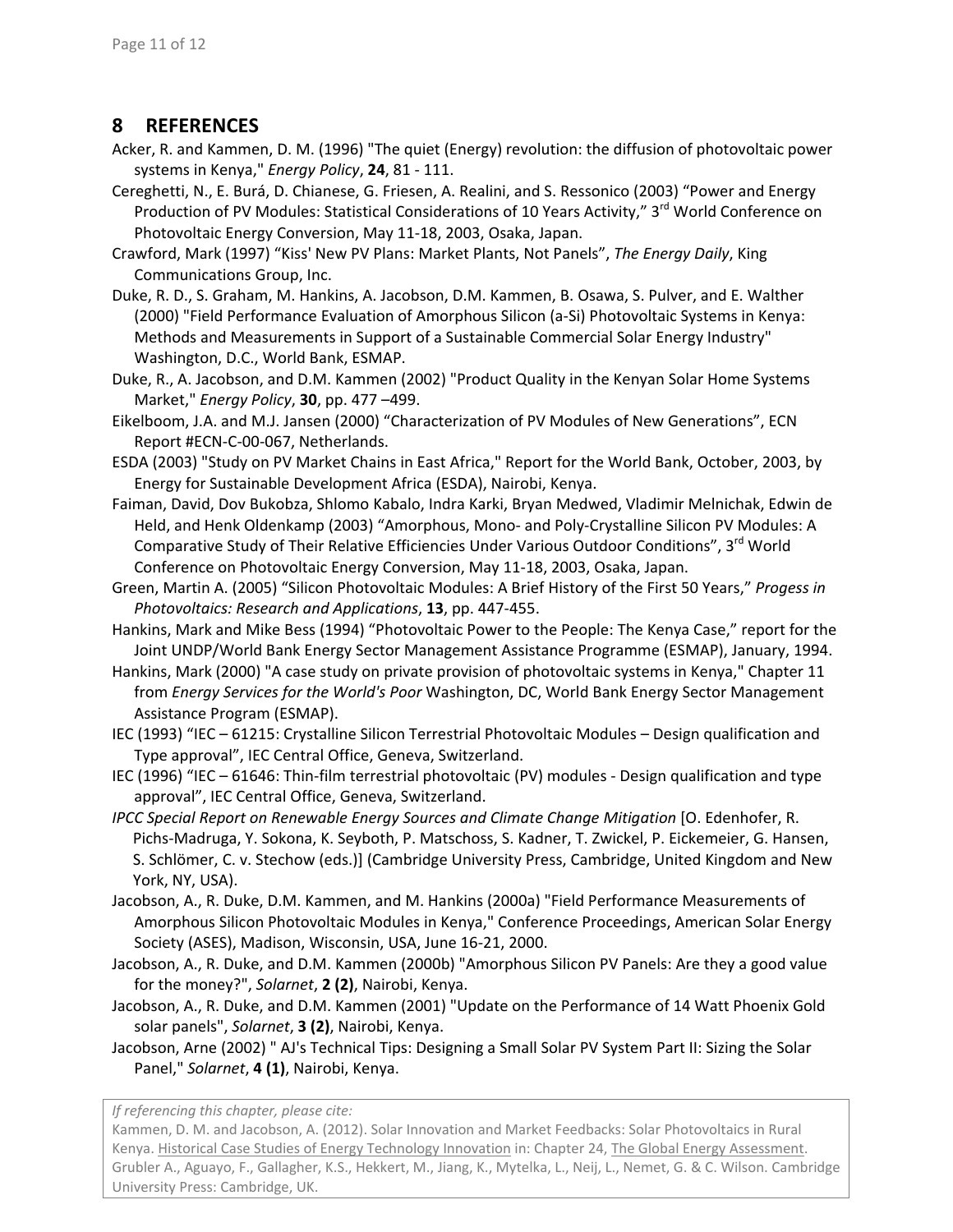## 8 REFERENCES

Acker, R. and Kammen, D. M. (1996) "The quiet (Energy) revolution: the diffusion of photovoltaic power systems in Kenya," *Energy Policy*, **24**, 81 - 111.

Cereghetti, N., E. Burá, D. Chianese, G. Friesen, A. Realini, and S. Ressonico (2003) "Power and Energy Production of PV Modules: Statistical Considerations of 10 Years Activity," 3rd World Conference on Photovoltaic Energy Conversion, May 11-18, 2003, Osaka, Japan.

Crawford, Mark (1997) "Kiss' New PV Plans: Market Plants, Not Panels", *The Energy Daily*, King Communications Group, Inc.

Duke, R. D., S. Graham, M. Hankins, A. Jacobson, D.M. Kammen, B. Osawa, S. Pulver, and E. Walther (2000) "Field Performance Evaluation of Amorphous Silicon (a-Si) Photovoltaic Systems in Kenya: Methods and Measurements in Support of a Sustainable Commercial Solar Energy Industry" Washington, D.C., World Bank, ESMAP.

Duke, R., A. Jacobson, and D.M. Kammen (2002) "Product Quality in the Kenyan Solar Home Systems Market," *Energy Policy*, **30**, pp. 477 –499.

Eikelboom, J.A. and M.J. Jansen (2000) "Characterization of PV Modules of New Generations", ECN Report #ECN-C-00-067, Netherlands.

ESDA (2003) "Study on PV Market Chains in East Africa," Report for the World Bank, October, 2003, by Energy for Sustainable Development Africa (ESDA), Nairobi, Kenya.

Faiman, David, Dov Bukobza, Shlomo Kabalo, Indra Karki, Bryan Medwed, Vladimir Melnichak, Edwin de Held, and Henk Oldenkamp (2003) "Amorphous, Mono- and Poly-Crystalline Silicon PV Modules: A Comparative Study of Their Relative Efficiencies Under Various Outdoor Conditions", 3rd World Conference on Photovoltaic Energy Conversion, May 11-18, 2003, Osaka, Japan.

Green, Martin A. (2005) "Silicon Photovoltaic Modules: A Brief History of the First 50 Years," *Progess in Photovoltaics: Research and Applications*, **13**, pp. 447-455.

Hankins, Mark and Mike Bess (1994) "Photovoltaic Power to the People: The Kenya Case," report for the Joint UNDP/World Bank Energy Sector Management Assistance Programme (ESMAP), January, 1994.

Hankins, Mark (2000) "A case study on private provision of photovoltaic systems in Kenya," Chapter 11 from *Energy Services for the World's Poor* Washington, DC, World Bank Energy Sector Management Assistance Program (ESMAP).

IEC (1993) "IEC – 61215: Crystalline Silicon Terrestrial Photovoltaic Modules – Design qualification and Type approval", IEC Central Office, Geneva, Switzerland.

IEC (1996) "IEC – 61646: Thin-film terrestrial photovoltaic (PV) modules - Design qualification and type approval", IEC Central Office, Geneva, Switzerland.

*IPCC Special Report on Renewable Energy Sources and Climate Change Mitigation* [O. Edenhofer, R. Pichs-Madruga, Y. Sokona, K. Seyboth, P. Matschoss, S. Kadner, T. Zwickel, P. Eickemeier, G. Hansen, S. Schlömer, C. v. Stechow (eds.)] (Cambridge University Press, Cambridge, United Kingdom and New York, NY, USA).

Jacobson, A., R. Duke, D.M. Kammen, and M. Hankins (2000a) "Field Performance Measurements of Amorphous Silicon Photovoltaic Modules in Kenya," Conference Proceedings, American Solar Energy Society (ASES), Madison, Wisconsin, USA, June 16-21, 2000.

Jacobson, A., R. Duke, and D.M. Kammen (2000b) "Amorphous Silicon PV Panels: Are they a good value for the money?", *Solarnet*, **2 (2)**, Nairobi, Kenya.

Jacobson, A., R. Duke, and D.M. Kammen (2001) "Update on the Performance of 14 Watt Phoenix Gold solar panels", *Solarnet*, **3 (2)**, Nairobi, Kenya.

Jacobson, Arne (2002) " AJ's Technical Tips: Designing a Small Solar PV System Part II: Sizing the Solar Panel," *Solarnet*, **4 (1)**, Nairobi, Kenya.

*If referencing this chapter, please cite:*
Kammen, D. M. and Jacobson, A. (2012). Solar Innovation and Market Feedbacks: Solar Photovoltaics in Rural Kenya. Historical Case Studies of Energy Technology Innovation in: Chapter 24, The Global Energy Assessment. Grubler A., Aguayo, F., Gallagher, K.S., Hekkert, M., Jiang, K., Mytelka, L., Neij, L., Nemet, G. & C. Wilson. Cambridge University Press: Cambridge, UK.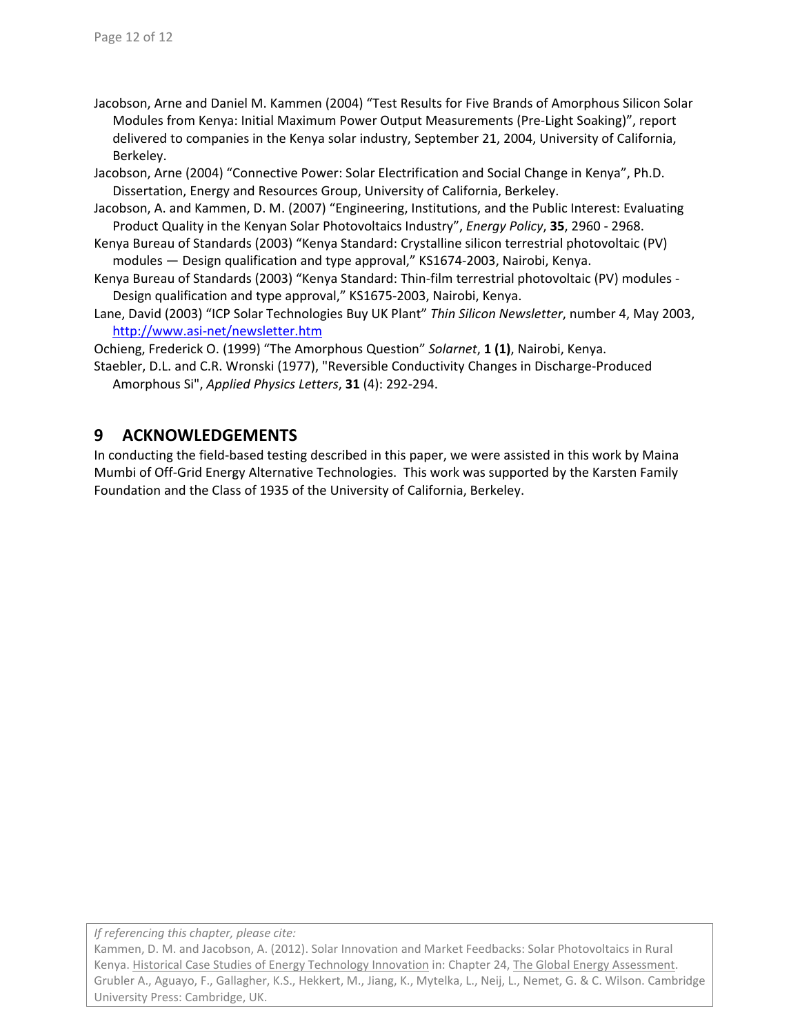Jacobson, Arne and Daniel M. Kammen (2004) "Test Results for Five Brands of Amorphous Silicon Solar Modules from Kenya: Initial Maximum Power Output Measurements (Pre-Light Soaking)", report delivered to companies in the Kenya solar industry, September 21, 2004, University of California, Berkeley.

Jacobson, Arne (2004) "Connective Power: Solar Electrification and Social Change in Kenya", Ph.D. Dissertation, Energy and Resources Group, University of California, Berkeley.

Jacobson, A. and Kammen, D. M. (2007) "Engineering, Institutions, and the Public Interest: Evaluating Product Quality in the Kenyan Solar Photovoltaics Industry", *Energy Policy*, **35**, 2960 - 2968.

Kenya Bureau of Standards (2003) "Kenya Standard: Crystalline silicon terrestrial photovoltaic (PV) modules — Design qualification and type approval," KS1674-2003, Nairobi, Kenya.

Kenya Bureau of Standards (2003) "Kenya Standard: Thin-film terrestrial photovoltaic (PV) modules - Design qualification and type approval," KS1675-2003, Nairobi, Kenya.

Lane, David (2003) "ICP Solar Technologies Buy UK Plant" *Thin Silicon Newsletter*, number 4, May 2003, http://www.asi-net/newsletter.htm

Ochieng, Frederick O. (1999) "The Amorphous Question" *Solarnet*, **1 (1)**, Nairobi, Kenya.

Staebler, D.L. and C.R. Wronski (1977), "Reversible Conductivity Changes in Discharge-Produced Amorphous Si", *Applied Physics Letters*, **31** (4): 292-294.

## 9 ACKNOWLEDGEMENTS

In conducting the field-based testing described in this paper, we were assisted in this work by Maina Mumbi of Off-Grid Energy Alternative Technologies. This work was supported by the Karsten Family Foundation and the Class of 1935 of the University of California, Berkeley.

*If referencing this chapter, please cite:*
Kammen, D. M. and Jacobson, A. (2012). Solar Innovation and Market Feedbacks: Solar Photovoltaics in Rural Kenya. Historical Case Studies of Energy Technology Innovation in: Chapter 24, The Global Energy Assessment. Grubler A., Aguayo, F., Gallagher, K.S., Hekkert, M., Jiang, K., Mytelka, L., Neij, L., Nemet, G. & C. Wilson. Cambridge University Press: Cambridge, UK.